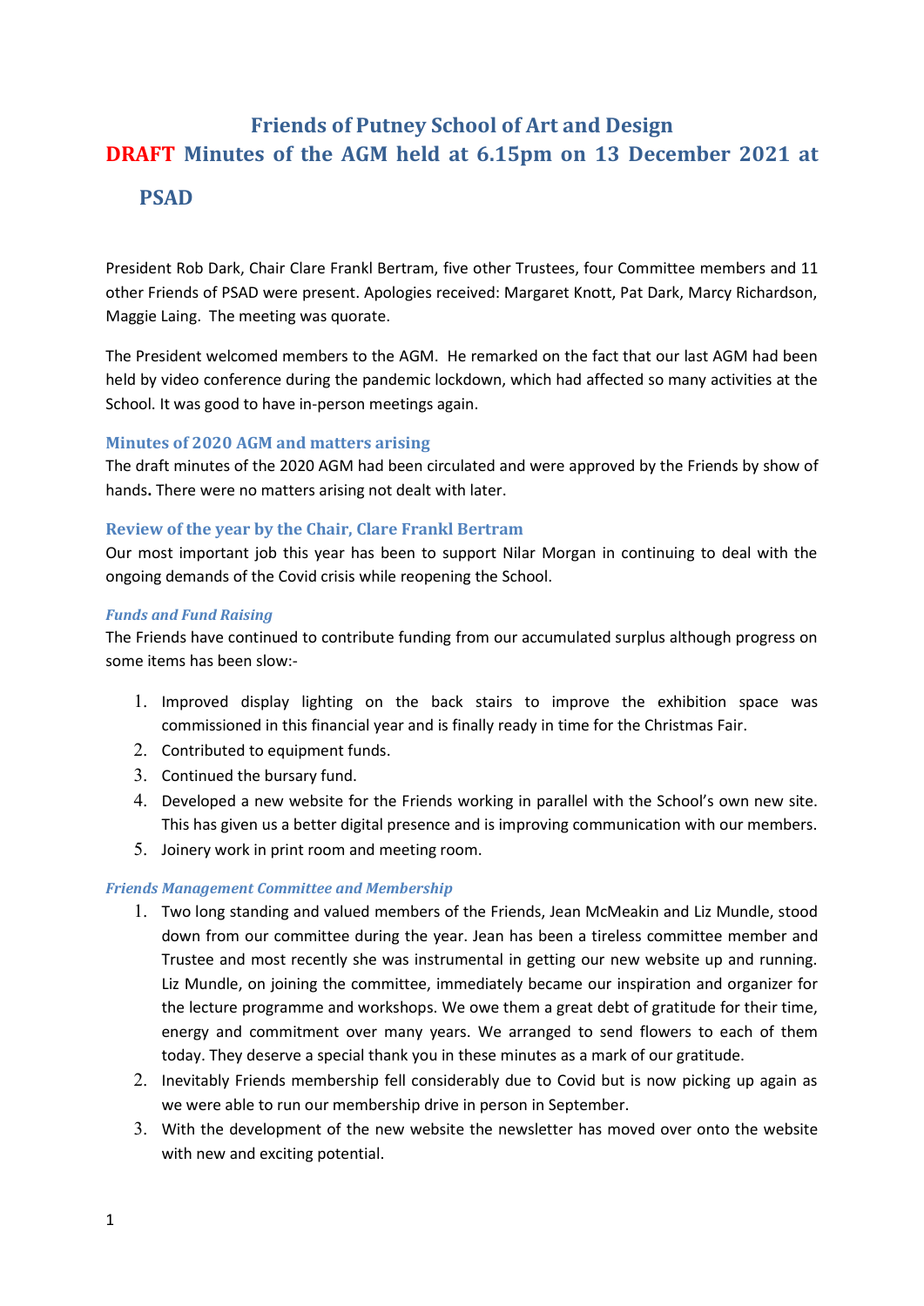# Friends of Putney School of Art and Design

# DRAFT Minutes of the AGM held at 6.15pm on 13 December 2021 at PSAD

President Rob Dark, Chair Clare Frankl Bertram, five other Trustees, four Committee members and 11 other Friends of PSAD were present. Apologies received: Margaret Knott, Pat Dark, Marcy Richardson, Maggie Laing. The meeting was quorate.

The President welcomed members to the AGM. He remarked on the fact that our last AGM had been held by video conference during the pandemic lockdown, which had affected so many activities at the School. It was good to have in-person meetings again.

## Minutes of 2020 AGM and matters arising

The draft minutes of the 2020 AGM had been circulated and were approved by the Friends by show of hands**.** There were no matters arising not dealt with later.

## Review of the year by the Chair, Clare Frankl Bertram

Our most important job this year has been to support Nilar Morgan in continuing to deal with the ongoing demands of the Covid crisis while reopening the School.

### *Funds and Fund Raising*

The Friends have continued to contribute funding from our accumulated surplus although progress on some items has been slow:-

1. Improved display lighting on the back stairs to improve the exhibition space was commissioned in this financial year and is finally ready in time for the Christmas Fair.
2. Contributed to equipment funds.
3. Continued the bursary fund.
4. Developed a new website for the Friends working in parallel with the School's own new site. This has given us a better digital presence and is improving communication with our members.
5. Joinery work in print room and meeting room.

### *Friends Management Committee and Membership*

1. Two long standing and valued members of the Friends, Jean McMeakin and Liz Mundle, stood down from our committee during the year. Jean has been a tireless committee member and Trustee and most recently she was instrumental in getting our new website up and running. Liz Mundle, on joining the committee, immediately became our inspiration and organizer for the lecture programme and workshops. We owe them a great debt of gratitude for their time, energy and commitment over many years. We arranged to send flowers to each of them today. They deserve a special thank you in these minutes as a mark of our gratitude.
2. Inevitably Friends membership fell considerably due to Covid but is now picking up again as we were able to run our membership drive in person in September.
3. With the development of the new website the newsletter has moved over onto the website with new and exciting potential.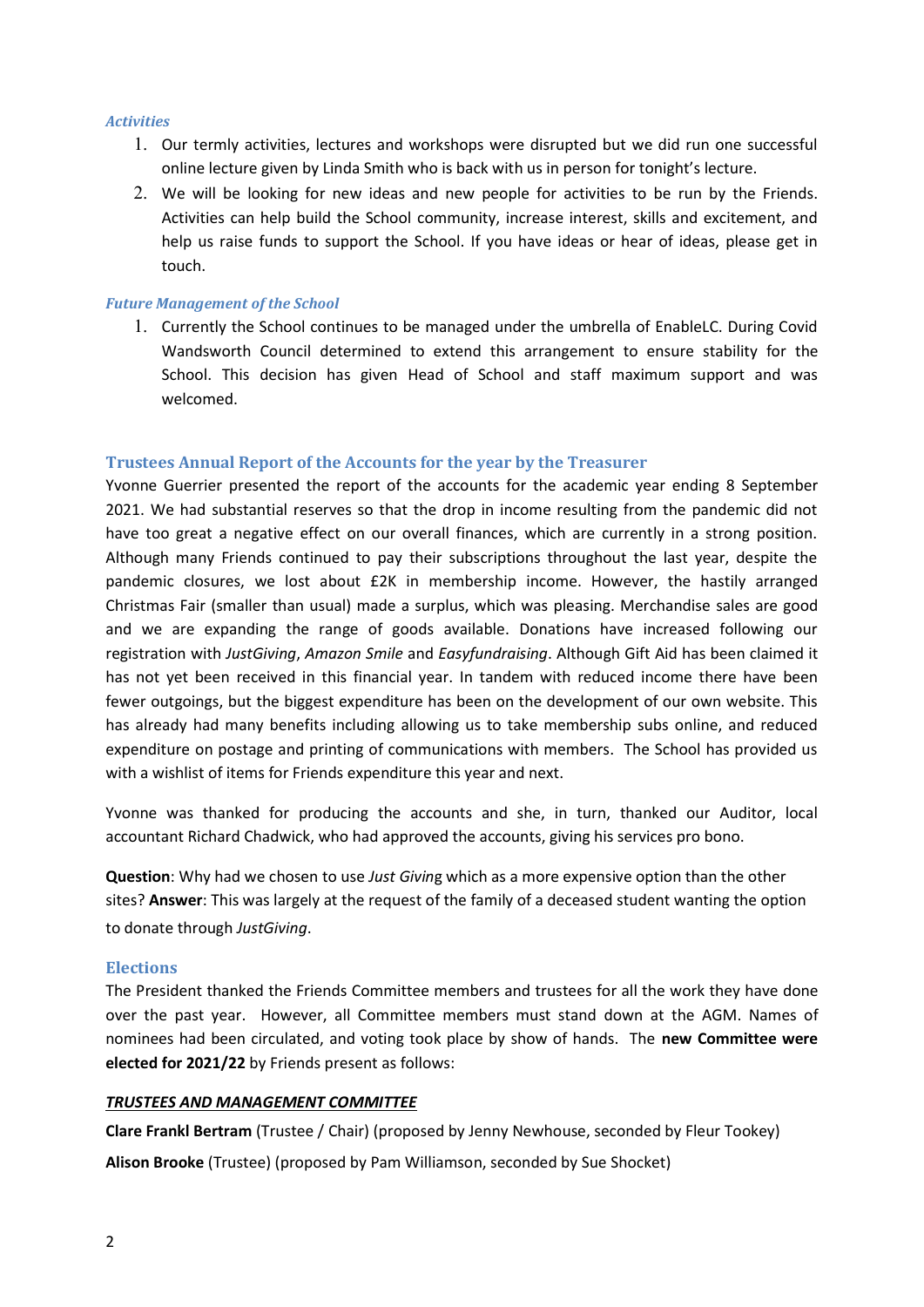### *Activities*

1. Our termly activities, lectures and workshops were disrupted but we did run one successful online lecture given by Linda Smith who is back with us in person for tonight's lecture.
2. We will be looking for new ideas and new people for activities to be run by the Friends. Activities can help build the School community, increase interest, skills and excitement, and help us raise funds to support the School. If you have ideas or hear of ideas, please get in touch.

### *Future Management of the School*

1. Currently the School continues to be managed under the umbrella of EnableLC. During Covid Wandsworth Council determined to extend this arrangement to ensure stability for the School. This decision has given Head of School and staff maximum support and was welcomed.

## Trustees Annual Report of the Accounts for the year by the Treasurer

Yvonne Guerrier presented the report of the accounts for the academic year ending 8 September 2021. We had substantial reserves so that the drop in income resulting from the pandemic did not have too great a negative effect on our overall finances, which are currently in a strong position. Although many Friends continued to pay their subscriptions throughout the last year, despite the pandemic closures, we lost about £2K in membership income. However, the hastily arranged Christmas Fair (smaller than usual) made a surplus, which was pleasing. Merchandise sales are good and we are expanding the range of goods available. Donations have increased following our registration with *JustGiving*, *Amazon Smile* and *Easyfundraising*. Although Gift Aid has been claimed it has not yet been received in this financial year. In tandem with reduced income there have been fewer outgoings, but the biggest expenditure has been on the development of our own website. This has already had many benefits including allowing us to take membership subs online, and reduced expenditure on postage and printing of communications with members. The School has provided us with a wishlist of items for Friends expenditure this year and next.

Yvonne was thanked for producing the accounts and she, in turn, thanked our Auditor, local accountant Richard Chadwick, who had approved the accounts, giving his services pro bono.

**Question**: Why had we chosen to use *Just Givin*g which as a more expensive option than the other sites? **Answer**: This was largely at the request of the family of a deceased student wanting the option to donate through *JustGiving*.

## Elections

The President thanked the Friends Committee members and trustees for all the work they have done over the past year. However, all Committee members must stand down at the AGM. Names of nominees had been circulated, and voting took place by show of hands. The **new Committee were elected for 2021/22** by Friends present as follows:

***TRUSTEES AND MANAGEMENT COMMITTEE***

**Clare Frankl Bertram** (Trustee / Chair) (proposed by Jenny Newhouse, seconded by Fleur Tookey)

**Alison Brooke** (Trustee) (proposed by Pam Williamson, seconded by Sue Shocket)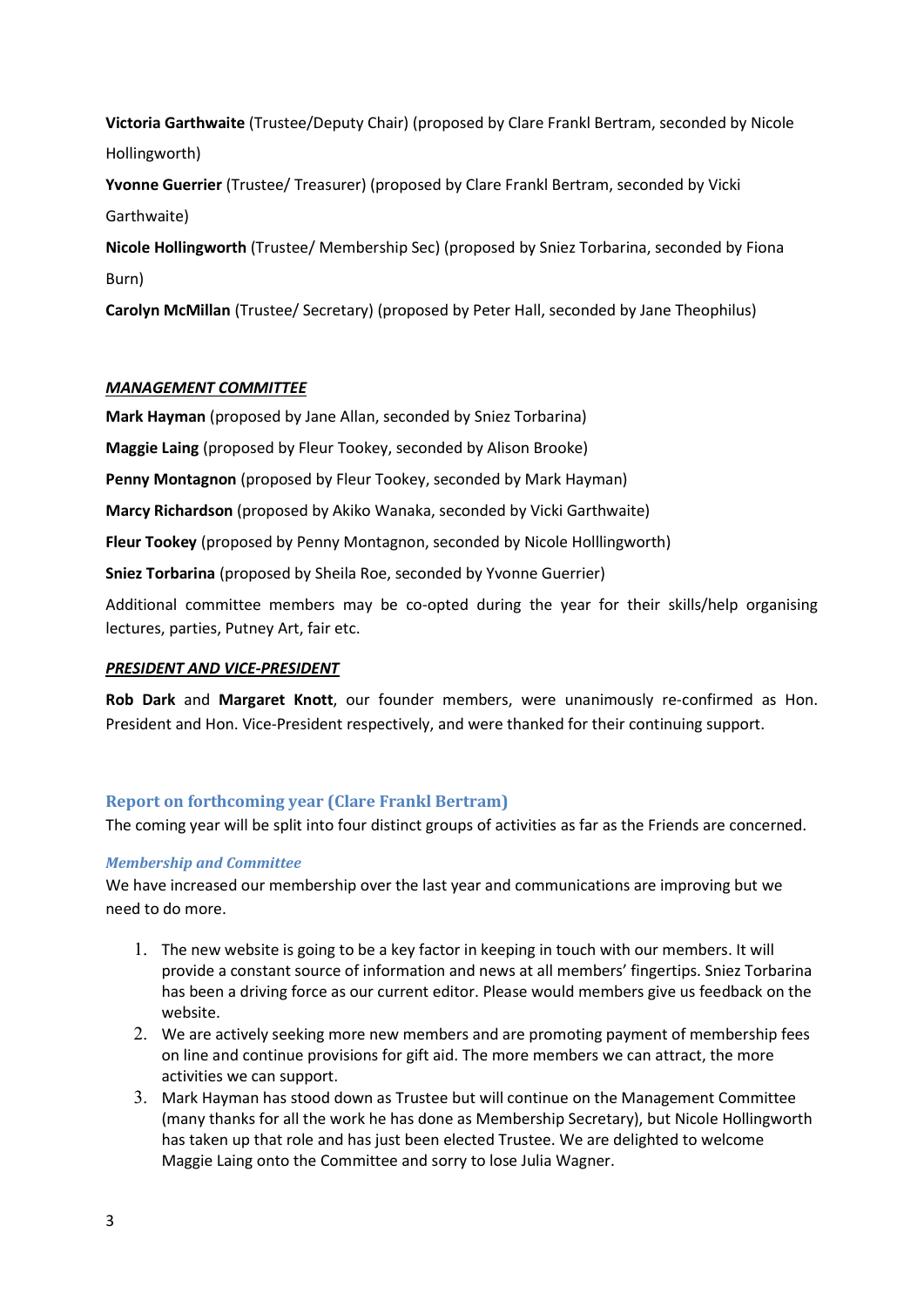**Victoria Garthwaite** (Trustee/Deputy Chair) (proposed by Clare Frankl Bertram, seconded by Nicole Hollingworth)

**Yvonne Guerrier** (Trustee/ Treasurer) (proposed by Clare Frankl Bertram, seconded by Vicki Garthwaite)

**Nicole Hollingworth** (Trustee/ Membership Sec) (proposed by Sniez Torbarina, seconded by Fiona Burn)

**Carolyn McMillan** (Trustee/ Secretary) (proposed by Peter Hall, seconded by Jane Theophilus)

***MANAGEMENT COMMITTEE***

**Mark Hayman** (proposed by Jane Allan, seconded by Sniez Torbarina)

**Maggie Laing** (proposed by Fleur Tookey, seconded by Alison Brooke)

**Penny Montagnon** (proposed by Fleur Tookey, seconded by Mark Hayman)

**Marcy Richardson** (proposed by Akiko Wanaka, seconded by Vicki Garthwaite)

**Fleur Tookey** (proposed by Penny Montagnon, seconded by Nicole Holllingworth)

**Sniez Torbarina** (proposed by Sheila Roe, seconded by Yvonne Guerrier)

Additional committee members may be co-opted during the year for their skills/help organising lectures, parties, Putney Art, fair etc.

***PRESIDENT AND VICE-PRESIDENT***

**Rob Dark** and **Margaret Knott**, our founder members, were unanimously re-confirmed as Hon. President and Hon. Vice-President respectively, and were thanked for their continuing support.

## Report on forthcoming year (Clare Frankl Bertram)

The coming year will be split into four distinct groups of activities as far as the Friends are concerned.

### *Membership and Committee*

We have increased our membership over the last year and communications are improving but we need to do more.

1. The new website is going to be a key factor in keeping in touch with our members. It will provide a constant source of information and news at all members' fingertips. Sniez Torbarina has been a driving force as our current editor. Please would members give us feedback on the website.
2. We are actively seeking more new members and are promoting payment of membership fees on line and continue provisions for gift aid. The more members we can attract, the more activities we can support.
3. Mark Hayman has stood down as Trustee but will continue on the Management Committee (many thanks for all the work he has done as Membership Secretary), but Nicole Hollingworth has taken up that role and has just been elected Trustee. We are delighted to welcome Maggie Laing onto the Committee and sorry to lose Julia Wagner.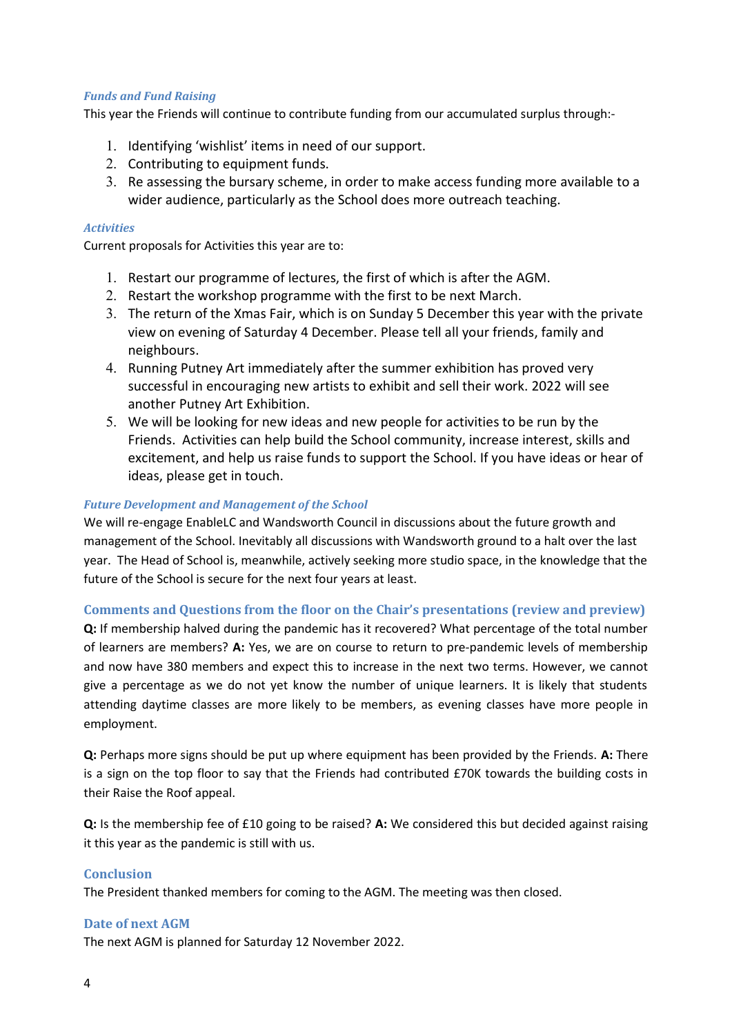### *Funds and Fund Raising*

This year the Friends will continue to contribute funding from our accumulated surplus through:-

1. Identifying 'wishlist' items in need of our support.
2. Contributing to equipment funds.
3. Re assessing the bursary scheme, in order to make access funding more available to a wider audience, particularly as the School does more outreach teaching.

### *Activities*

Current proposals for Activities this year are to:

1. Restart our programme of lectures, the first of which is after the AGM.
2. Restart the workshop programme with the first to be next March.
3. The return of the Xmas Fair, which is on Sunday 5 December this year with the private view on evening of Saturday 4 December. Please tell all your friends, family and neighbours.
4. Running Putney Art immediately after the summer exhibition has proved very successful in encouraging new artists to exhibit and sell their work. 2022 will see another Putney Art Exhibition.
5. We will be looking for new ideas and new people for activities to be run by the Friends. Activities can help build the School community, increase interest, skills and excitement, and help us raise funds to support the School. If you have ideas or hear of ideas, please get in touch.

### *Future Development and Management of the School*

We will re-engage EnableLC and Wandsworth Council in discussions about the future growth and management of the School. Inevitably all discussions with Wandsworth ground to a halt over the last year. The Head of School is, meanwhile, actively seeking more studio space, in the knowledge that the future of the School is secure for the next four years at least.

## Comments and Questions from the floor on the Chair's presentations (review and preview)

**Q:** If membership halved during the pandemic has it recovered? What percentage of the total number of learners are members? **A:** Yes, we are on course to return to pre-pandemic levels of membership and now have 380 members and expect this to increase in the next two terms. However, we cannot give a percentage as we do not yet know the number of unique learners. It is likely that students attending daytime classes are more likely to be members, as evening classes have more people in employment.

**Q:** Perhaps more signs should be put up where equipment has been provided by the Friends. **A:** There is a sign on the top floor to say that the Friends had contributed £70K towards the building costs in their Raise the Roof appeal.

**Q:** Is the membership fee of £10 going to be raised? **A:** We considered this but decided against raising it this year as the pandemic is still with us.

## Conclusion

The President thanked members for coming to the AGM. The meeting was then closed.

## Date of next AGM

The next AGM is planned for Saturday 12 November 2022.